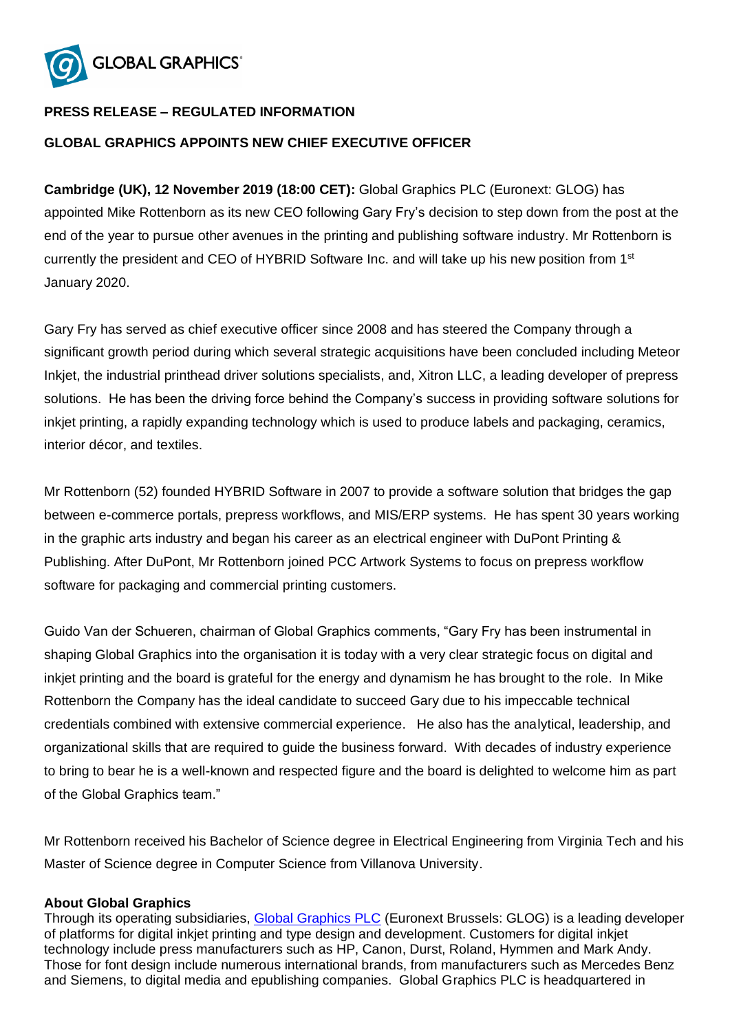GLOBAL GRAPHICS

**PRESS RELEASE – REGULATED INFORMATION**

# GLOBAL GRAPHICS APPOINTS NEW CHIEF EXECUTIVE OFFICER

**Cambridge (UK), 12 November 2019 (18:00 CET):** Global Graphics PLC (Euronext: GLOG) has appointed Mike Rottenborn as its new CEO following Gary Fry's decision to step down from the post at the end of the year to pursue other avenues in the printing and publishing software industry. Mr Rottenborn is currently the president and CEO of HYBRID Software Inc. and will take up his new position from 1st January 2020.

Gary Fry has served as chief executive officer since 2008 and has steered the Company through a significant growth period during which several strategic acquisitions have been concluded including Meteor Inkjet, the industrial printhead driver solutions specialists, and, Xitron LLC, a leading developer of prepress solutions. He has been the driving force behind the Company's success in providing software solutions for inkjet printing, a rapidly expanding technology which is used to produce labels and packaging, ceramics, interior décor, and textiles.

Mr Rottenborn (52) founded HYBRID Software in 2007 to provide a software solution that bridges the gap between e-commerce portals, prepress workflows, and MIS/ERP systems. He has spent 30 years working in the graphic arts industry and began his career as an electrical engineer with DuPont Printing & Publishing. After DuPont, Mr Rottenborn joined PCC Artwork Systems to focus on prepress workflow software for packaging and commercial printing customers.

Guido Van der Schueren, chairman of Global Graphics comments, "Gary Fry has been instrumental in shaping Global Graphics into the organisation it is today with a very clear strategic focus on digital and inkjet printing and the board is grateful for the energy and dynamism he has brought to the role. In Mike Rottenborn the Company has the ideal candidate to succeed Gary due to his impeccable technical credentials combined with extensive commercial experience. He also has the analytical, leadership, and organizational skills that are required to guide the business forward. With decades of industry experience to bring to bear he is a well-known and respected figure and the board is delighted to welcome him as part of the Global Graphics team."

Mr Rottenborn received his Bachelor of Science degree in Electrical Engineering from Virginia Tech and his Master of Science degree in Computer Science from Villanova University.

**About Global Graphics**

Through its operating subsidiaries, Global Graphics PLC (Euronext Brussels: GLOG) is a leading developer of platforms for digital inkjet printing and type design and development. Customers for digital inkjet technology include press manufacturers such as HP, Canon, Durst, Roland, Hymmen and Mark Andy. Those for font design include numerous international brands, from manufacturers such as Mercedes Benz and Siemens, to digital media and epublishing companies. Global Graphics PLC is headquartered in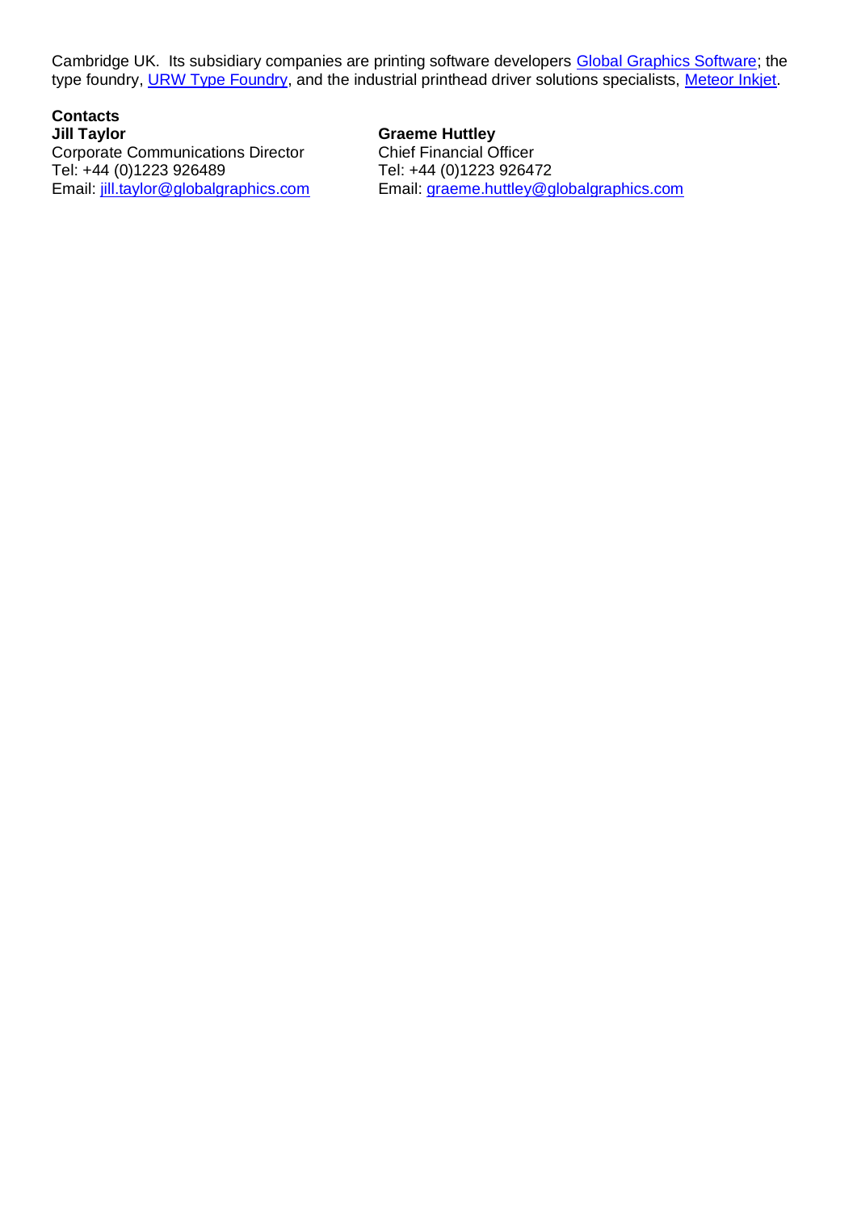Cambridge UK. Its subsidiary companies are printing software developers Global Graphics Software; the type foundry, URW Type Foundry, and the industrial printhead driver solutions specialists, Meteor Inkjet.

**Contacts**

**Jill Taylor**
Corporate Communications Director
Tel: +44 (0)1223 926489
Email: jill.taylor@globalgraphics.com

**Graeme Huttley**
Chief Financial Officer
Tel: +44 (0)1223 926472
Email: graeme.huttley@globalgraphics.com